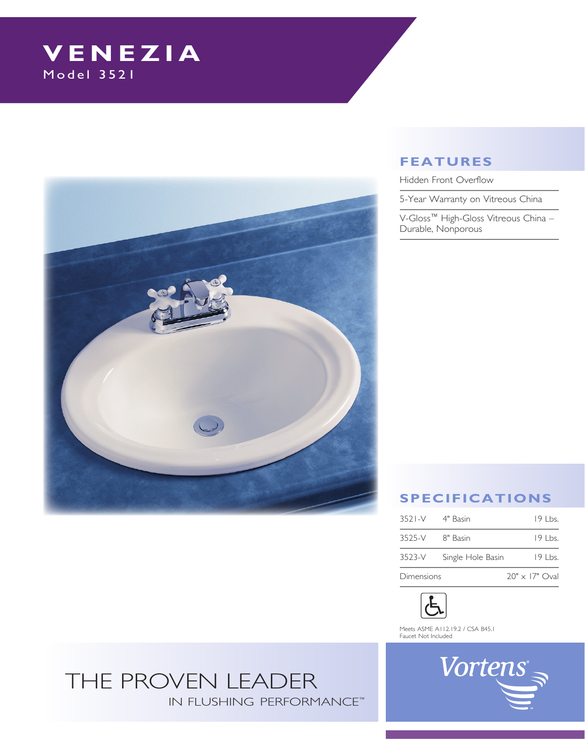# VENEZIA

Model 3521

## FEATURES

- Hidden Front Overflow
- 5-Year Warranty on Vitreous China
- V-Gloss™ High-Gloss Vitreous China – Durable, Nonporous

## SPECIFICATIONS

| | | |
|---|---|---|
| 3521-V | 4" Basin | 19 Lbs. |
| 3525-V | 8" Basin | 19 Lbs. |
| 3523-V | Single Hole Basin | 19 Lbs. |
| Dimensions | | 20" x 17" Oval |

Meets ASME A112.19.2 / CSA B45.1
Faucet Not Included

THE PROVEN LEADER
IN FLUSHING PERFORMANCE™

Vortens®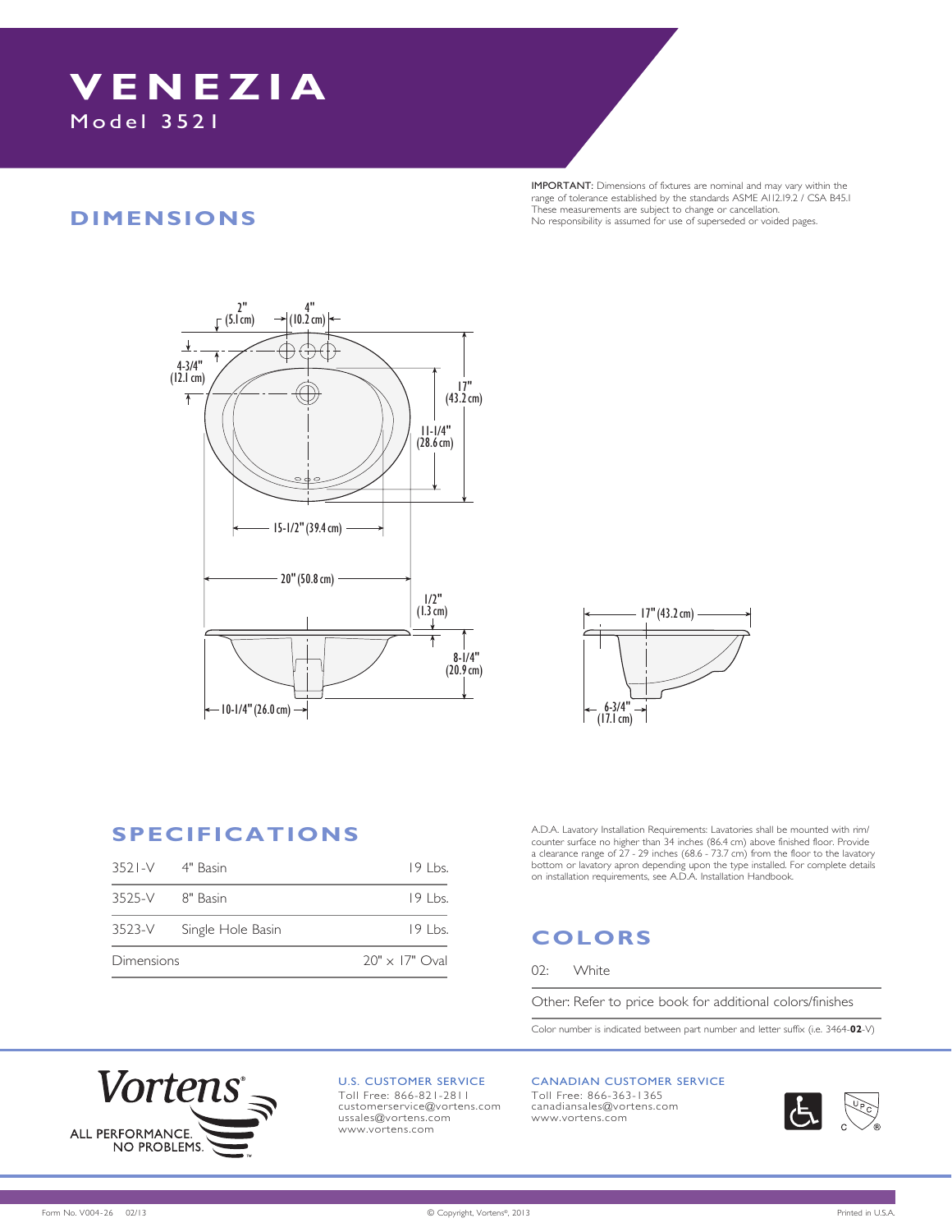# VENEZIA

Model 3521

## DIMENSIONS

IMPORTANT: Dimensions of fixtures are nominal and may vary within the range of tolerance established by the standards ASME A112.19.2 / CSA B45.1 These measurements are subject to change or cancellation. No responsibility is assumed for use of superseded or voided pages.

2" (5.1 cm)
4" (10.2 cm)
4-3/4" (12.1 cm)
17" (43.2 cm)
11-1/4" (28.6 cm)
15-1/2" (39.4 cm)
20" (50.8 cm)
1/2" (1.3 cm)
8-1/4" (20.9 cm)
10-1/4" (26.0 cm)
17" (43.2 cm)
6-3/4" (17.1 cm)

## SPECIFICATIONS

| | | |
|---|---|---|
| 3521-V | 4" Basin | 19 Lbs. |
| 3525-V | 8" Basin | 19 Lbs. |
| 3523-V | Single Hole Basin | 19 Lbs. |
| Dimensions | | 20" x 17" Oval |

A.D.A. Lavatory Installation Requirements: Lavatories shall be mounted with rim/counter surface no higher than 34 inches (86.4 cm) above finished floor. Provide a clearance range of 27 - 29 inches (68.6 - 73.7 cm) from the floor to the lavatory bottom or lavatory apron depending upon the type installed. For complete details on installation requirements, see A.D.A. Installation Handbook.

## COLORS

02: White

Other: Refer to price book for additional colors/finishes

Color number is indicated between part number and letter suffix (i.e. 3464-**02**-V)

Vortens® ALL PERFORMANCE. NO PROBLEMS.™

**U.S. CUSTOMER SERVICE**
Toll Free: 866-821-2811
customerservice@vortens.com
ussales@vortens.com
www.vortens.com

**CANADIAN CUSTOMER SERVICE**
Toll Free: 866-363-1365
canadiansales@vortens.com
www.vortens.com

Form No. V004-26 02/13 © Copyright, Vortens®, 2013 Printed in U.S.A.